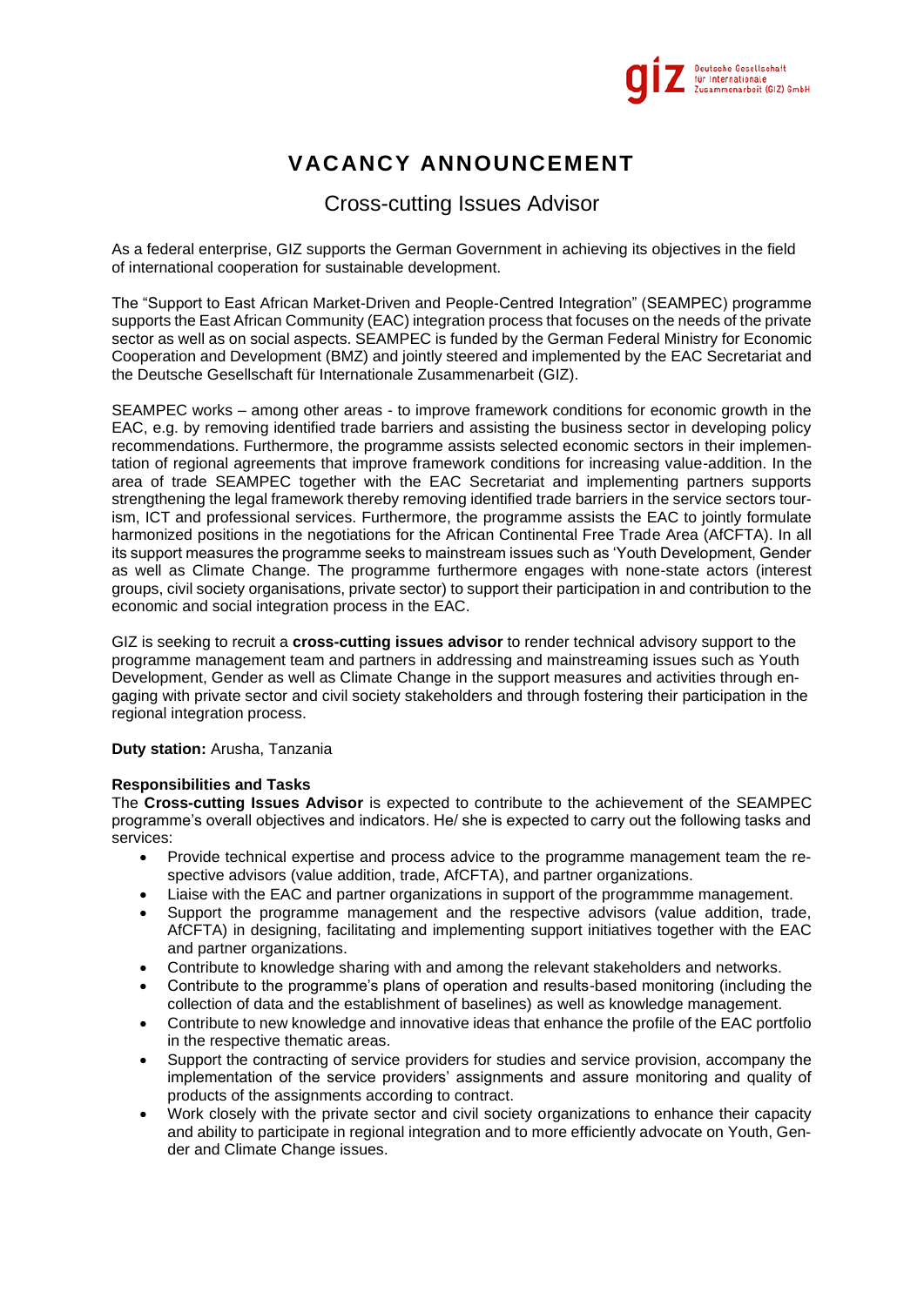# VACANCY ANNOUNCEMENT

## Cross-cutting Issues Advisor

As a federal enterprise, GIZ supports the German Government in achieving its objectives in the field of international cooperation for sustainable development.

The "Support to East African Market-Driven and People-Centred Integration" (SEAMPEC) programme supports the East African Community (EAC) integration process that focuses on the needs of the private sector as well as on social aspects. SEAMPEC is funded by the German Federal Ministry for Economic Cooperation and Development (BMZ) and jointly steered and implemented by the EAC Secretariat and the Deutsche Gesellschaft für Internationale Zusammenarbeit (GIZ).

SEAMPEC works – among other areas - to improve framework conditions for economic growth in the EAC, e.g. by removing identified trade barriers and assisting the business sector in developing policy recommendations. Furthermore, the programme assists selected economic sectors in their implementation of regional agreements that improve framework conditions for increasing value-addition. In the area of trade SEAMPEC together with the EAC Secretariat and implementing partners supports strengthening the legal framework thereby removing identified trade barriers in the service sectors tourism, ICT and professional services. Furthermore, the programme assists the EAC to jointly formulate harmonized positions in the negotiations for the African Continental Free Trade Area (AfCFTA). In all its support measures the programme seeks to mainstream issues such as 'Youth Development, Gender as well as Climate Change. The programme furthermore engages with none-state actors (interest groups, civil society organisations, private sector) to support their participation in and contribution to the economic and social integration process in the EAC.

GIZ is seeking to recruit a **cross-cutting issues advisor** to render technical advisory support to the programme management team and partners in addressing and mainstreaming issues such as Youth Development, Gender as well as Climate Change in the support measures and activities through engaging with private sector and civil society stakeholders and through fostering their participation in the regional integration process.

**Duty station:** Arusha, Tanzania

**Responsibilities and Tasks**

The **Cross-cutting Issues Advisor** is expected to contribute to the achievement of the SEAMPEC programme's overall objectives and indicators. He/ she is expected to carry out the following tasks and services:

- Provide technical expertise and process advice to the programme management team the respective advisors (value addition, trade, AfCFTA), and partner organizations.
- Liaise with the EAC and partner organizations in support of the programmme management.
- Support the programme management and the respective advisors (value addition, trade, AfCFTA) in designing, facilitating and implementing support initiatives together with the EAC and partner organizations.
- Contribute to knowledge sharing with and among the relevant stakeholders and networks.
- Contribute to the programme's plans of operation and results-based monitoring (including the collection of data and the establishment of baselines) as well as knowledge management.
- Contribute to new knowledge and innovative ideas that enhance the profile of the EAC portfolio in the respective thematic areas.
- Support the contracting of service providers for studies and service provision, accompany the implementation of the service providers' assignments and assure monitoring and quality of products of the assignments according to contract.
- Work closely with the private sector and civil society organizations to enhance their capacity and ability to participate in regional integration and to more efficiently advocate on Youth, Gender and Climate Change issues.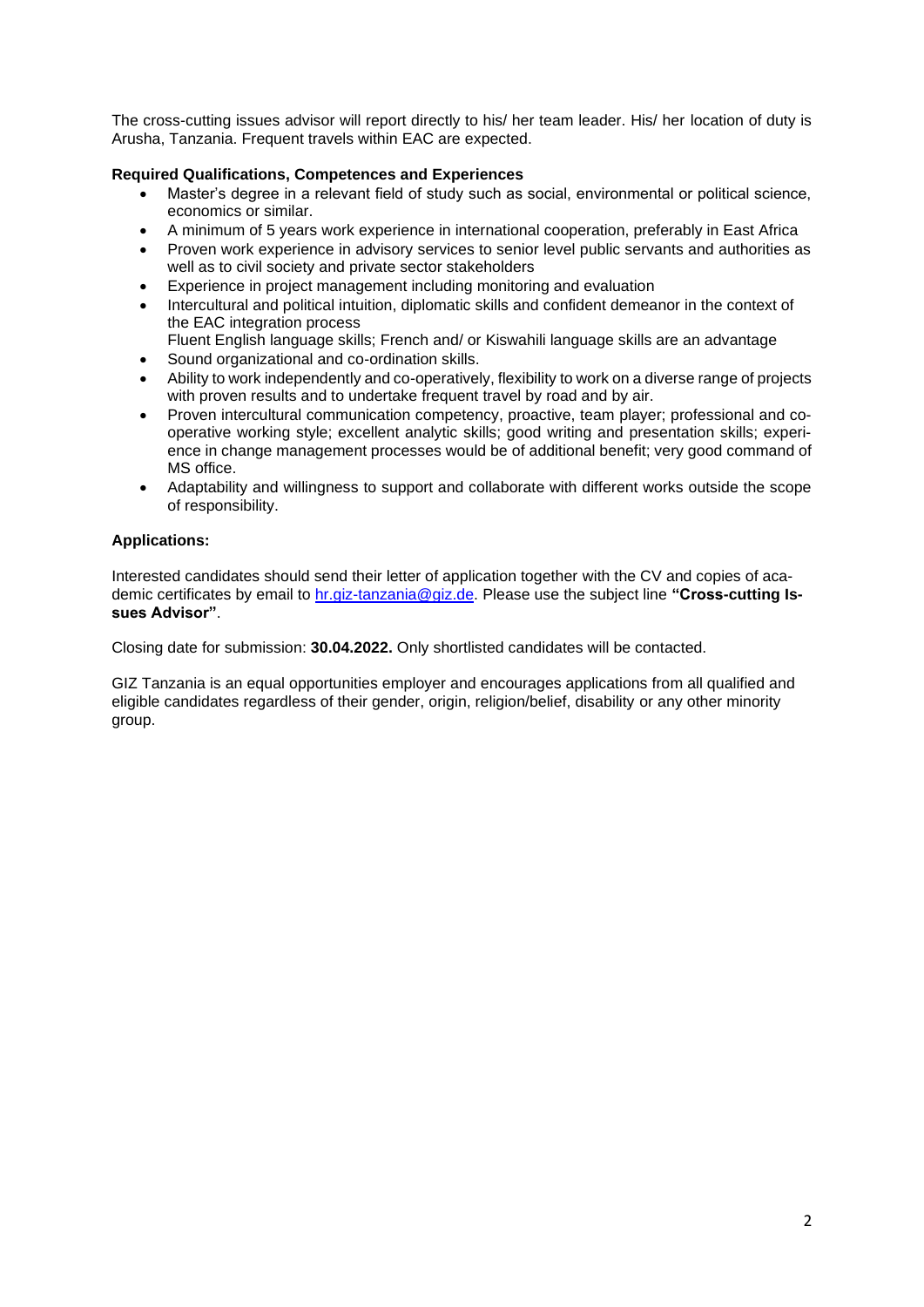The cross-cutting issues advisor will report directly to his/ her team leader. His/ her location of duty is Arusha, Tanzania. Frequent travels within EAC are expected.

**Required Qualifications, Competences and Experiences**

- Master's degree in a relevant field of study such as social, environmental or political science, economics or similar.
- A minimum of 5 years work experience in international cooperation, preferably in East Africa
- Proven work experience in advisory services to senior level public servants and authorities as well as to civil society and private sector stakeholders
- Experience in project management including monitoring and evaluation
- Intercultural and political intuition, diplomatic skills and confident demeanor in the context of the EAC integration process
  Fluent English language skills; French and/ or Kiswahili language skills are an advantage
- Sound organizational and co-ordination skills.
- Ability to work independently and co-operatively, flexibility to work on a diverse range of projects with proven results and to undertake frequent travel by road and by air.
- Proven intercultural communication competency, proactive, team player; professional and co-operative working style; excellent analytic skills; good writing and presentation skills; experience in change management processes would be of additional benefit; very good command of MS office.
- Adaptability and willingness to support and collaborate with different works outside the scope of responsibility.

**Applications:**

Interested candidates should send their letter of application together with the CV and copies of academic certificates by email to hr.giz-tanzania@giz.de. Please use the subject line **"Cross-cutting Issues Advisor"**.

Closing date for submission: **30.04.2022.** Only shortlisted candidates will be contacted.

GIZ Tanzania is an equal opportunities employer and encourages applications from all qualified and eligible candidates regardless of their gender, origin, religion/belief, disability or any other minority group.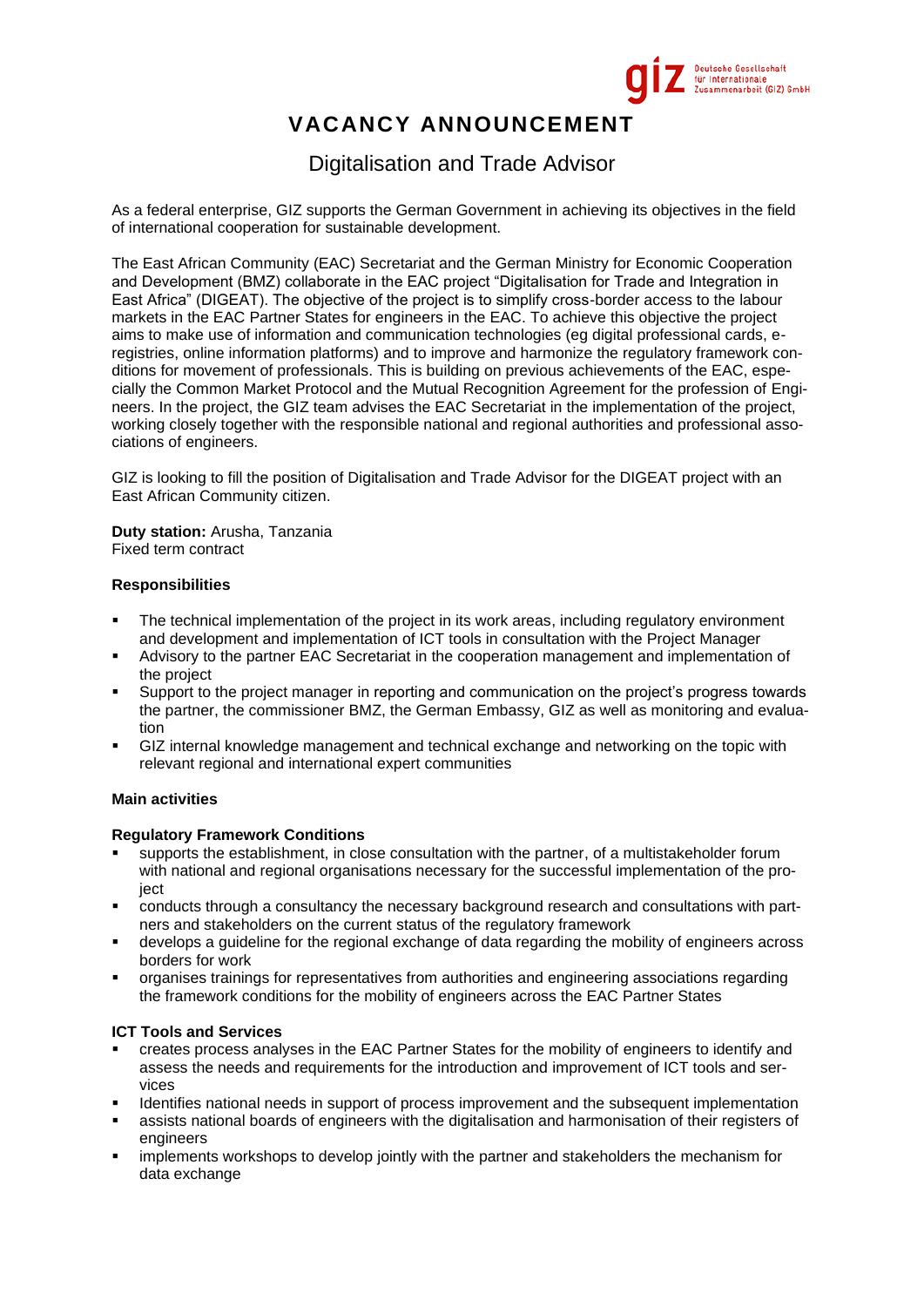# VACANCY ANNOUNCEMENT

## Digitalisation and Trade Advisor

As a federal enterprise, GIZ supports the German Government in achieving its objectives in the field of international cooperation for sustainable development.

The East African Community (EAC) Secretariat and the German Ministry for Economic Cooperation and Development (BMZ) collaborate in the EAC project "Digitalisation for Trade and Integration in East Africa" (DIGEAT). The objective of the project is to simplify cross-border access to the labour markets in the EAC Partner States for engineers in the EAC. To achieve this objective the project aims to make use of information and communication technologies (eg digital professional cards, e-registries, online information platforms) and to improve and harmonize the regulatory framework conditions for movement of professionals. This is building on previous achievements of the EAC, especially the Common Market Protocol and the Mutual Recognition Agreement for the profession of Engineers. In the project, the GIZ team advises the EAC Secretariat in the implementation of the project, working closely together with the responsible national and regional authorities and professional associations of engineers.

GIZ is looking to fill the position of Digitalisation and Trade Advisor for the DIGEAT project with an East African Community citizen.

**Duty station:** Arusha, Tanzania
Fixed term contract

**Responsibilities**

- The technical implementation of the project in its work areas, including regulatory environment and development and implementation of ICT tools in consultation with the Project Manager
- Advisory to the partner EAC Secretariat in the cooperation management and implementation of the project
- Support to the project manager in reporting and communication on the project's progress towards the partner, the commissioner BMZ, the German Embassy, GIZ as well as monitoring and evaluation
- GIZ internal knowledge management and technical exchange and networking on the topic with relevant regional and international expert communities

**Main activities**

**Regulatory Framework Conditions**

- supports the establishment, in close consultation with the partner, of a multistakeholder forum with national and regional organisations necessary for the successful implementation of the project
- conducts through a consultancy the necessary background research and consultations with partners and stakeholders on the current status of the regulatory framework
- develops a guideline for the regional exchange of data regarding the mobility of engineers across borders for work
- organises trainings for representatives from authorities and engineering associations regarding the framework conditions for the mobility of engineers across the EAC Partner States

**ICT Tools and Services**

- creates process analyses in the EAC Partner States for the mobility of engineers to identify and assess the needs and requirements for the introduction and improvement of ICT tools and services
- Identifies national needs in support of process improvement and the subsequent implementation
- assists national boards of engineers with the digitalisation and harmonisation of their registers of engineers
- implements workshops to develop jointly with the partner and stakeholders the mechanism for data exchange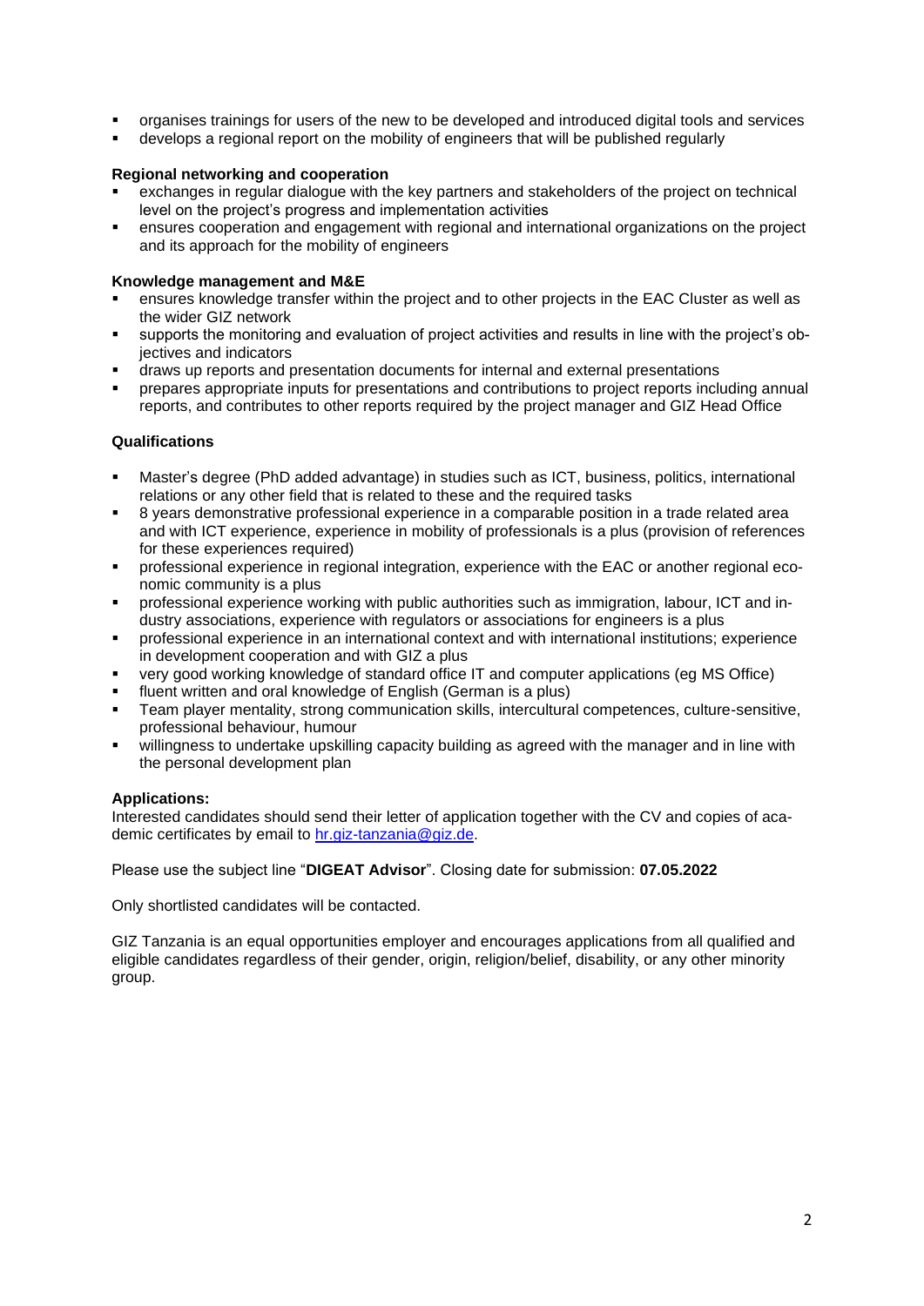- organises trainings for users of the new to be developed and introduced digital tools and services
- develops a regional report on the mobility of engineers that will be published regularly

**Regional networking and cooperation**

- exchanges in regular dialogue with the key partners and stakeholders of the project on technical level on the project's progress and implementation activities
- ensures cooperation and engagement with regional and international organizations on the project and its approach for the mobility of engineers

**Knowledge management and M&E**

- ensures knowledge transfer within the project and to other projects in the EAC Cluster as well as the wider GIZ network
- supports the monitoring and evaluation of project activities and results in line with the project's objectives and indicators
- draws up reports and presentation documents for internal and external presentations
- prepares appropriate inputs for presentations and contributions to project reports including annual reports, and contributes to other reports required by the project manager and GIZ Head Office

**Qualifications**

- Master's degree (PhD added advantage) in studies such as ICT, business, politics, international relations or any other field that is related to these and the required tasks
- 8 years demonstrative professional experience in a comparable position in a trade related area and with ICT experience, experience in mobility of professionals is a plus (provision of references for these experiences required)
- professional experience in regional integration, experience with the EAC or another regional economic community is a plus
- professional experience working with public authorities such as immigration, labour, ICT and industry associations, experience with regulators or associations for engineers is a plus
- professional experience in an international context and with international institutions; experience in development cooperation and with GIZ a plus
- very good working knowledge of standard office IT and computer applications (eg MS Office)
- fluent written and oral knowledge of English (German is a plus)
- Team player mentality, strong communication skills, intercultural competences, culture-sensitive, professional behaviour, humour
- willingness to undertake upskilling capacity building as agreed with the manager and in line with the personal development plan

**Applications:**

Interested candidates should send their letter of application together with the CV and copies of academic certificates by email to hr.giz-tanzania@giz.de.

Please use the subject line "**DIGEAT Advisor**". Closing date for submission: **07.05.2022**

Only shortlisted candidates will be contacted.

GIZ Tanzania is an equal opportunities employer and encourages applications from all qualified and eligible candidates regardless of their gender, origin, religion/belief, disability, or any other minority group.